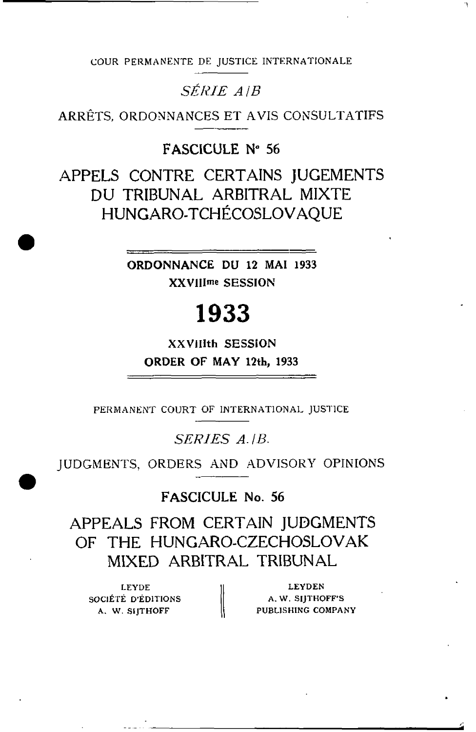COUR PERMANENTE DE JUSTICE INTERNATIONALE

*SÉRIE A/B*

ARRÊTS, ORDONNANCES ET AVIS CONSULTATIFS

## FASCICULE N° 56

# APPELS CONTRE CERTAINS JUGEMENTS DU TRIBUNAL ARBITRAL MIXTE HUNGARO-TCHÉCOSLOVAQUE

**ORDONNANCE DU 12 MAI 1933**

**XXVIIIme SESSION**

# 1933

**XXVIIIth SESSION**

**ORDER OF MAY 12th, 1933**

PERMANENT COURT OF INTERNATIONAL JUSTICE

*SERIES A./B.*

JUDGMENTS, ORDERS AND ADVISORY OPINIONS

## FASCICULE No. 56

# APPEALS FROM CERTAIN JUDGMENTS OF THE HUNGARO-CZECHOSLOVAK MIXED ARBITRAL TRIBUNAL

| LEYDE<br>SOCIÉTÉ D'ÉDITIONS<br>A. W. SIJTHOFF | LEYDEN<br>A. W. SIJTHOFF'S<br>PUBLISHING COMPANY |
|---|---|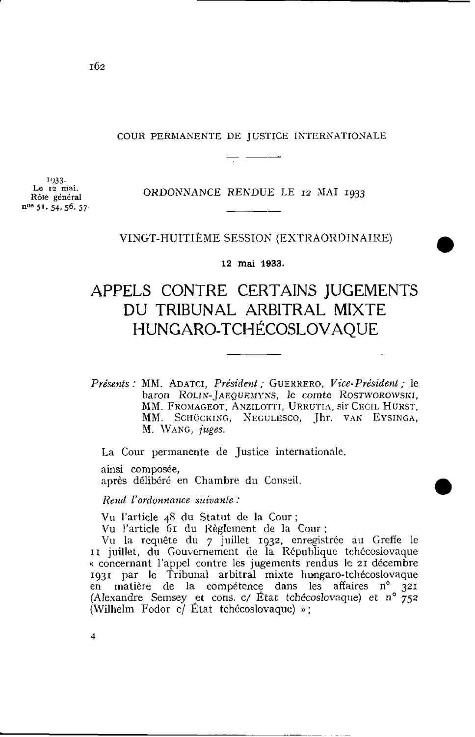COUR PERMANENTE DE JUSTICE INTERNATIONALE

1933.
Le 12 mai.
Rôle général
nos 51. 54, 56, 57.

ORDONNANCE RENDUE LE 12 MAI 1933

VINGT-HUITIÈME SESSION (EXTRAORDINAIRE)

**12 mai 1933.**

# APPELS CONTRE CERTAINS JUGEMENTS DU TRIBUNAL ARBITRAL MIXTE HUNGARO-TCHÉCOSLOVAQUE

*Présents :* MM. ADATCI, *Président ;* GUERRERO, *Vice-Président ;* le baron ROLIN-JAEQUEMYNS, le comte ROSTWOROWSKI, MM. FROMAGEOT, ANZILOTTI, URRUTIA, sir CECIL HURST, MM. SCHÜCKING, NEGULESCO, Jhr. VAN EYSINGA, M. WANG, *juges.*

La Cour permanente de Justice internationale,

ainsi composée,
après délibéré en Chambre du Conseil,

*Rend l'ordonnance suivante :*

Vu l'article 48 du Statut de la Cour ;

Vu l'article 61 du Règlement de la Cour ;

Vu la requête du 7 juillet 1932, enregistrée au Greffe le 11 juillet, du Gouvernement de la République tchécoslovaque « concernant l'appel contre les jugements rendus le 21 décembre 1931 par le Tribunal arbitral mixte hungaro-tchécoslovaque en matière de la compétence dans les affaires n° 321 (Alexandre Semsey et cons. c/ État tchécoslovaque) et n° 752 (Wilhelm Fodor c/ État tchécoslovaque) » ;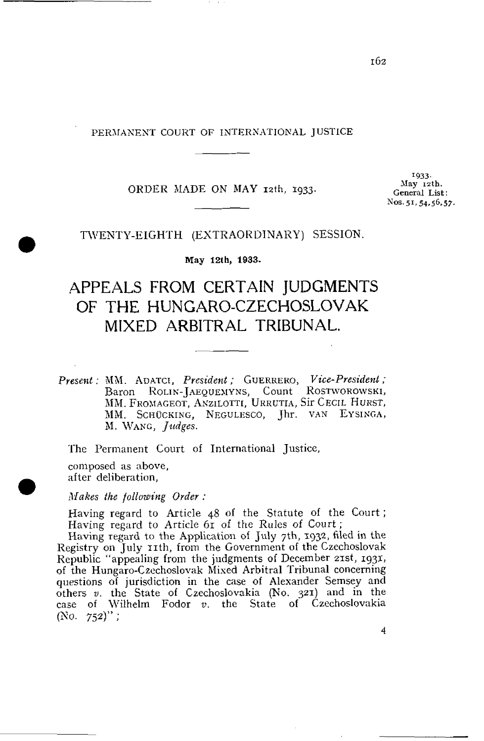PERMANENT COURT OF INTERNATIONAL JUSTICE

ORDER MADE ON MAY 12th, 1933.

1933. May 12th. General List: Nos. 51, 54, 56, 57.

TWENTY-EIGHTH (EXTRAORDINARY) SESSION.

**May 12th, 1933.**

# APPEALS FROM CERTAIN JUDGMENTS OF THE HUNGARO-CZECHOSLOVAK MIXED ARBITRAL TRIBUNAL.

*Present*: MM. ADATCI, *President*; GUERRERO, *Vice-President*; Baron ROLIN-JAEQUEMYNS, Count ROSTWOROWSKI, MM. FROMAGEOT, ANZILOTTI, URRUTIA, Sir CECIL HURST, MM. SCHÜCKING, NEGULESCO, Jhr. VAN EYSINGA, M. WANG, *Judges*.

The Permanent Court of International Justice,

composed as above,
after deliberation,

*Makes the following Order*:

Having regard to Article 48 of the Statute of the Court;
Having regard to Article 61 of the Rules of Court;
Having regard to the Application of July 7th, 1932, filed in the Registry on July 11th, from the Government of the Czechoslovak Republic "appealing from the judgments of December 21st, 1931, of the Hungaro-Czechoslovak Mixed Arbitral Tribunal concerning questions of jurisdiction in the case of Alexander Semsey and others *v.* the State of Czechoslovakia (No. 321) and in the case of Wilhelm Fodor *v.* the State of Czechoslovakia (No. 752)";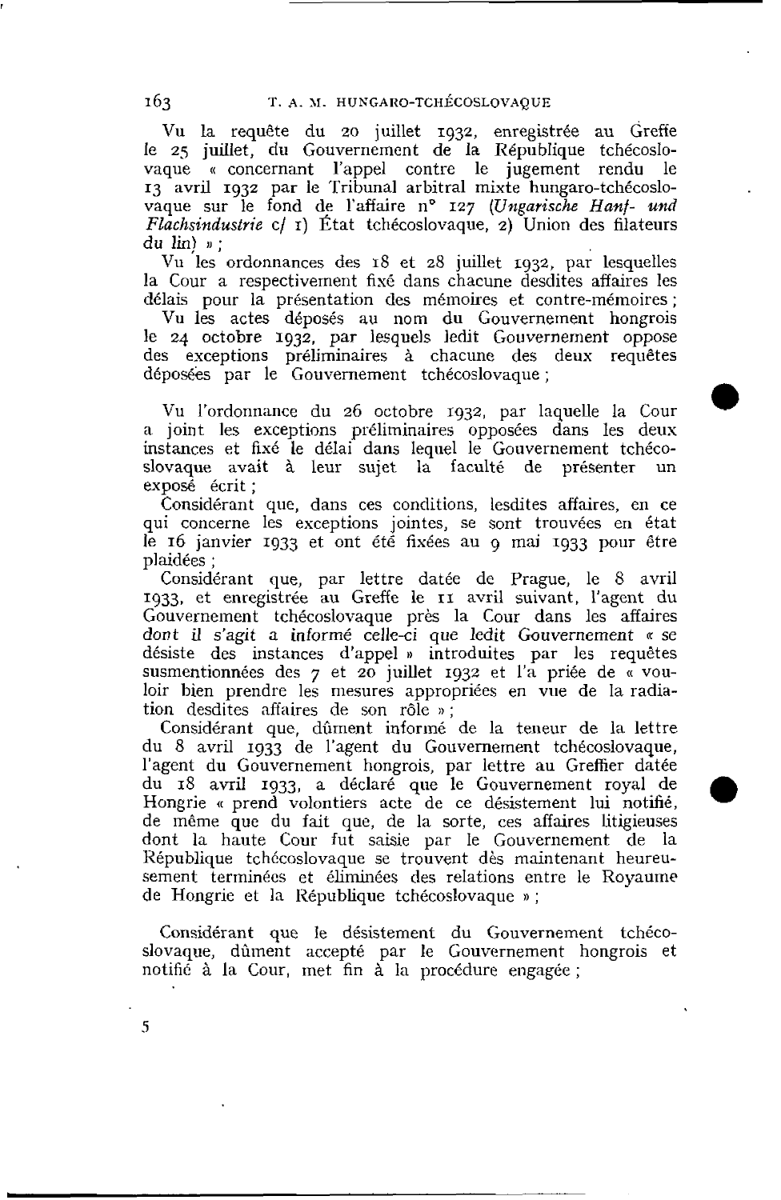Vu la requête du 20 juillet 1932, enregistrée au Greffe le 25 juillet, du Gouvernement de la République tchécoslovaque « concernant l'appel contre le jugement rendu le 13 avril 1932 par le Tribunal arbitral mixte hungaro-tchécoslovaque sur le fond de l'affaire n° 127 (*Ungarische Hanf- und Flachsindustrie* c/ 1) État tchécoslovaque, 2) Union des filateurs du lin) » ;

Vu les ordonnances des 18 et 28 juillet 1932, par lesquelles la Cour a respectivement fixé dans chacune desdites affaires les délais pour la présentation des mémoires et contre-mémoires ;

Vu les actes déposés au nom du Gouvernement hongrois le 24 octobre 1932, par lesquels ledit Gouvernement oppose des exceptions préliminaires à chacune des deux requêtes déposées par le Gouvernement tchécoslovaque ;

Vu l'ordonnance du 26 octobre 1932, par laquelle la Cour a joint les exceptions préliminaires opposées dans les deux instances et fixé le délai dans lequel le Gouvernement tchécoslovaque avait à leur sujet la faculté de présenter un exposé écrit ;

Considérant que, dans ces conditions, lesdites affaires, en ce qui concerne les exceptions jointes, se sont trouvées en état le 16 janvier 1933 et ont été fixées au 9 mai 1933 pour être plaidées ;

Considérant que, par lettre datée de Prague, le 8 avril 1933, et enregistrée au Greffe le 11 avril suivant, l'agent du Gouvernement tchécoslovaque près la Cour dans les affaires *dont il s'agit a informé celle-ci que ledit Gouvernement* « se désiste des instances d'appel » introduites par les requêtes susmentionnées des 7 et 20 juillet 1932 et l'a priée de « vouloir bien prendre les mesures appropriées en vue de la radiation desdites affaires de son rôle » ;

Considérant que, dûment informé de la teneur de la lettre du 8 avril 1933 de l'agent du Gouvernement tchécoslovaque, l'agent du Gouvernement hongrois, par lettre au Greffier datée du 18 avril 1933, a déclaré que le Gouvernement royal de Hongrie « prend volontiers acte de ce désistement lui notifié, de même que du fait que, de la sorte, ces affaires litigieuses dont la haute Cour fut saisie par le Gouvernement de la République tchécoslovaque se trouvent dès maintenant heureusement terminées et éliminées des relations entre le Royaume de Hongrie et la République tchécoslovaque » ;

Considérant que le désistement du Gouvernement tchécoslovaque, dûment accepté par le Gouvernement hongrois et notifié à la Cour, met fin à la procédure engagée ;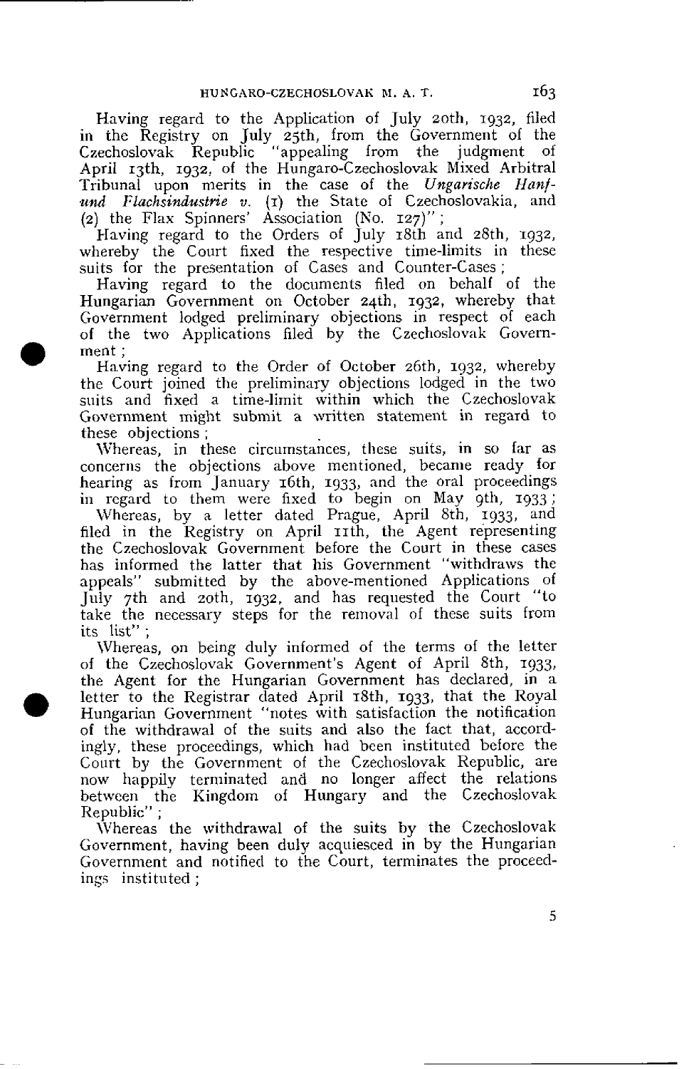Having regard to the Application of July 20th, 1932, filed in the Registry on July 25th, from the Government of the Czechoslovak Republic "appealing from the judgment of April 13th, 1932, of the Hungaro-Czechoslovak Mixed Arbitral Tribunal upon merits in the case of the *Ungarische Hanf- und Flachsindustrie v.* (1) the State of Czechoslovakia, and (2) the Flax Spinners' Association (No. 127)";

Having regard to the Orders of July 18th and 28th, 1932, whereby the Court fixed the respective time-limits in these suits for the presentation of Cases and Counter-Cases;

Having regard to the documents filed on behalf of the Hungarian Government on October 24th, 1932, whereby that Government lodged preliminary objections in respect of each of the two Applications filed by the Czechoslovak Government;

Having regard to the Order of October 26th, 1932, whereby the Court joined the preliminary objections lodged in the two suits and fixed a time-limit within which the Czechoslovak Government might submit a written statement in regard to these objections;

Whereas, in these circumstances, these suits, in so far as concerns the objections above mentioned, became ready for hearing as from January 16th, 1933, and the oral proceedings in regard to them were fixed to begin on May 9th, 1933;

Whereas, by a letter dated Prague, April 8th, 1933, and filed in the Registry on April 11th, the Agent representing the Czechoslovak Government before the Court in these cases has informed the latter that his Government "withdraws the appeals" submitted by the above-mentioned Applications of July 7th and 20th, 1932, and has requested the Court "to take the necessary steps for the removal of these suits from its list";

Whereas, on being duly informed of the terms of the letter of the Czechoslovak Government's Agent of April 8th, 1933, the Agent for the Hungarian Government has declared, in a letter to the Registrar dated April 18th, 1933, that the Royal Hungarian Government "notes with satisfaction the notification of the withdrawal of the suits and also the fact that, accordingly, these proceedings, which had been instituted before the Court by the Government of the Czechoslovak Republic, are now happily terminated and no longer affect the relations between the Kingdom of Hungary and the Czechoslovak Republic";

Whereas the withdrawal of the suits by the Czechoslovak Government, having been duly acquiesced in by the Hungarian Government and notified to the Court, terminates the proceedings instituted;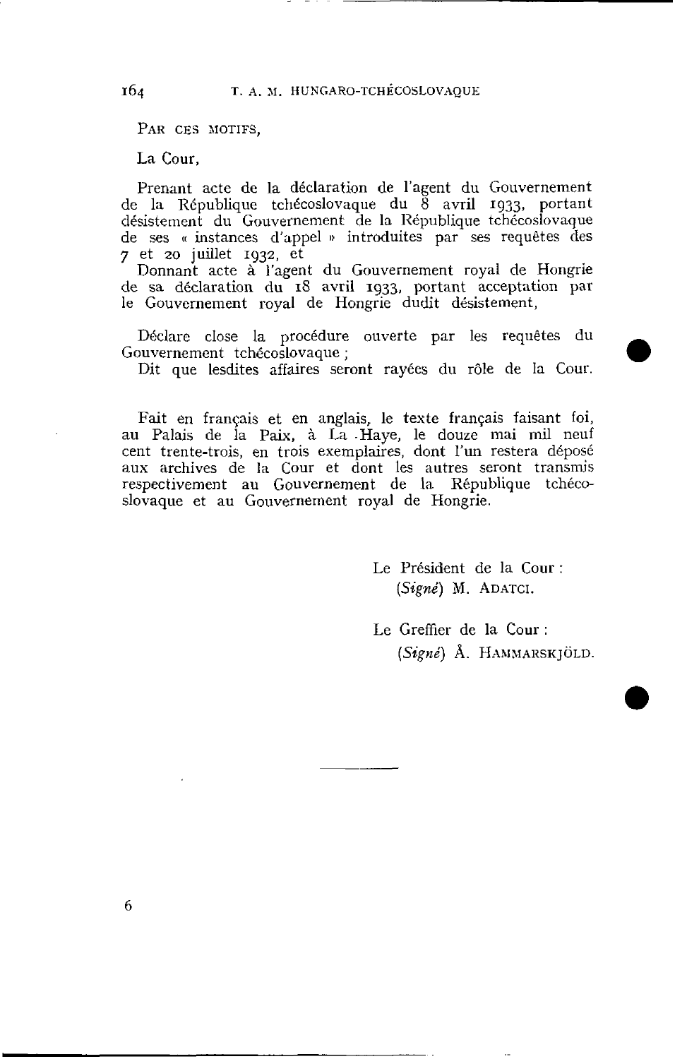PAR CES MOTIFS,

La Cour,

Prenant acte de la déclaration de l'agent du Gouvernement de la République tchécoslovaque du 8 avril 1933, portant désistement du Gouvernement de la République tchécoslovaque de ses « instances d'appel » introduites par ses requêtes des 7 et 20 juillet 1932, et

Donnant acte à l'agent du Gouvernement royal de Hongrie de sa déclaration du 18 avril 1933, portant acceptation par le Gouvernement royal de Hongrie dudit désistement,

Déclare close la procédure ouverte par les requêtes du Gouvernement tchécoslovaque ;

Dit que lesdites affaires seront rayées du rôle de la Cour.

Fait en français et en anglais, le texte français faisant foi, au Palais de la Paix, à La Haye, le douze mai mil neuf cent trente-trois, en trois exemplaires, dont l'un restera déposé aux archives de la Cour et dont les autres seront transmis respectivement au Gouvernement de la République tchécoslovaque et au Gouvernement royal de Hongrie.

Le Président de la Cour :
(*Signé*) M. ADATCI.

Le Greffier de la Cour :
(*Signé*) Å. HAMMARSKJÖLD.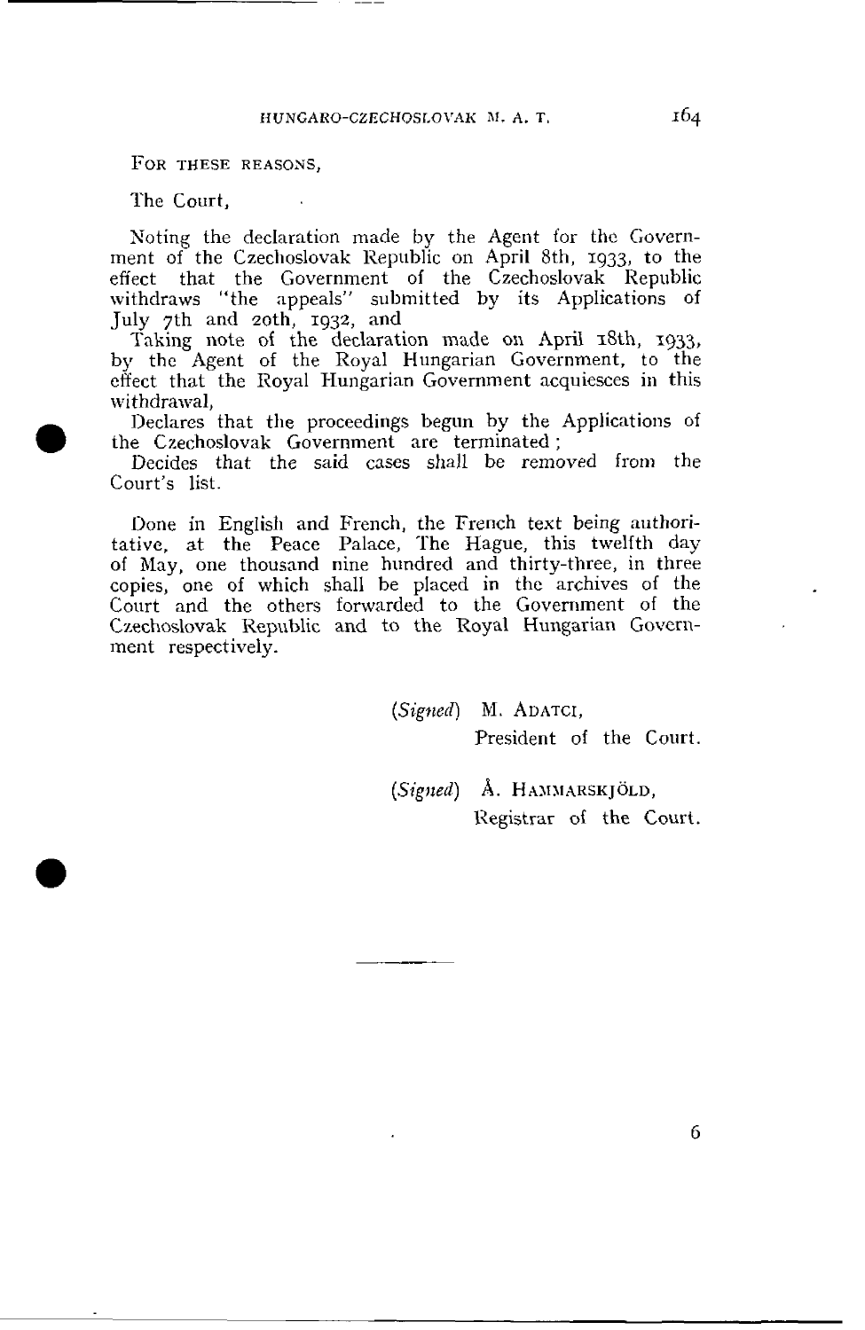FOR THESE REASONS,

The Court,

Noting the declaration made by the Agent for the Government of the Czechoslovak Republic on April 8th, 1933, to the effect that the Government of the Czechoslovak Republic withdraws "the appeals" submitted by its Applications of July 7th and 20th, 1932, and

Taking note of the declaration made on April 18th, 1933, by the Agent of the Royal Hungarian Government, to the effect that the Royal Hungarian Government acquiesces in this withdrawal,

Declares that the proceedings begun by the Applications of the Czechoslovak Government are terminated;

Decides that the said cases shall be removed from the Court's list.

Done in English and French, the French text being authoritative, at the Peace Palace, The Hague, this twelfth day of May, one thousand nine hundred and thirty-three, in three copies, one of which shall be placed in the archives of the Court and the others forwarded to the Government of the Czechoslovak Republic and to the Royal Hungarian Government respectively.

(*Signed*) M. ADATCI,
President of the Court.

(*Signed*) Å. HAMMARSKJÖLD,
Registrar of the Court.